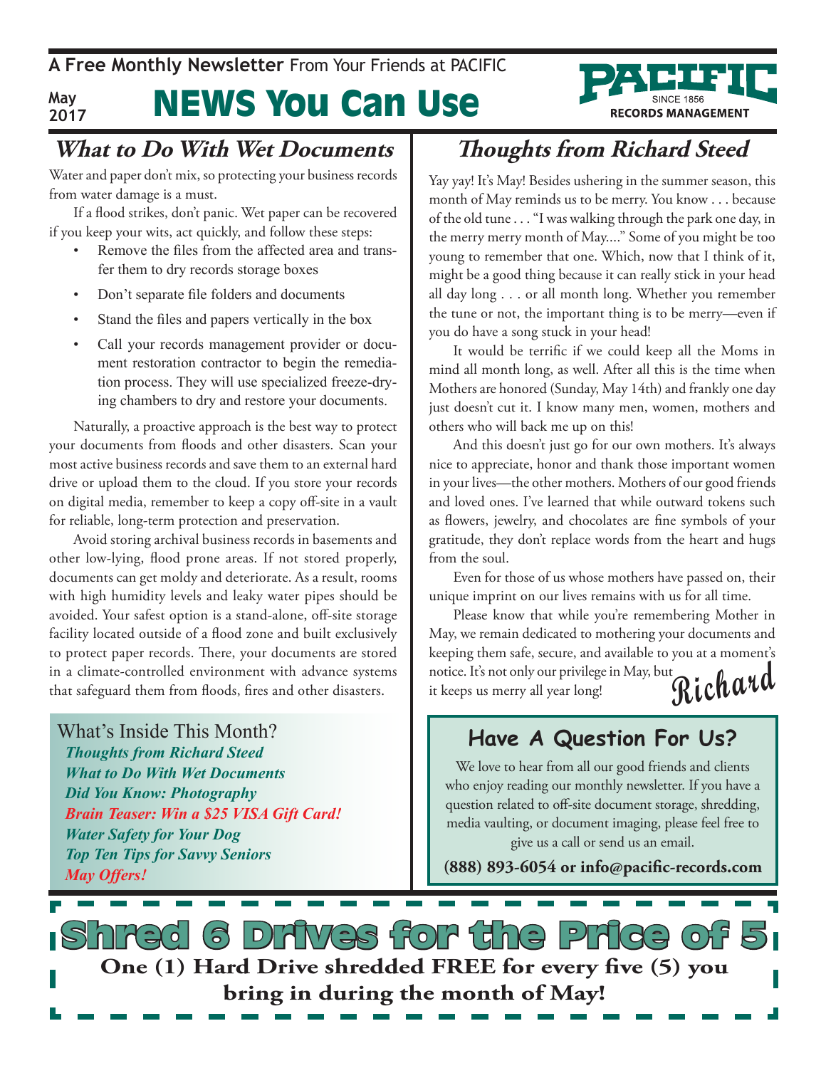**A Free Monthly Newsletter** From Your Friends at PACIFIC

May 2017

# NEWS You Can Use

PACIFIC SINCE 1856 RECORDS MANAGEMENT

## *What to Do With Wet Documents*

Water and paper don't mix, so protecting your business records from water damage is a must.

If a flood strikes, don't panic. Wet paper can be recovered if you keep your wits, act quickly, and follow these steps:

- Remove the files from the affected area and transfer them to dry records storage boxes
- Don't separate file folders and documents
- Stand the files and papers vertically in the box
- Call your records management provider or document restoration contractor to begin the remediation process. They will use specialized freeze-drying chambers to dry and restore your documents.

Naturally, a proactive approach is the best way to protect your documents from floods and other disasters. Scan your most active business records and save them to an external hard drive or upload them to the cloud. If you store your records on digital media, remember to keep a copy off-site in a vault for reliable, long-term protection and preservation.

Avoid storing archival business records in basements and other low-lying, flood prone areas. If not stored properly, documents can get moldy and deteriorate. As a result, rooms with high humidity levels and leaky water pipes should be avoided. Your safest option is a stand-alone, off-site storage facility located outside of a flood zone and built exclusively to protect paper records. There, your documents are stored in a climate-controlled environment with advance systems that safeguard them from floods, fires and other disasters.

What's Inside This Month?

- ***Thoughts from Richard Steed***
- ***What to Do With Wet Documents***
- ***Did You Know: Photography***
- ***Brain Teaser: Win a $25 VISA Gift Card!***
- ***Water Safety for Your Dog***
- ***Top Ten Tips for Savvy Seniors***
- ***May Offers!***

## *Thoughts from Richard Steed*

Yay yay! It's May! Besides ushering in the summer season, this month of May reminds us to be merry. You know . . . because of the old tune . . . "I was walking through the park one day, in the merry merry month of May...." Some of you might be too young to remember that one. Which, now that I think of it, might be a good thing because it can really stick in your head all day long . . . or all month long. Whether you remember the tune or not, the important thing is to be merry—even if you do have a song stuck in your head!

It would be terrific if we could keep all the Moms in mind all month long, as well. After all this is the time when Mothers are honored (Sunday, May 14th) and frankly one day just doesn't cut it. I know many men, women, mothers and others who will back me up on this!

And this doesn't just go for our own mothers. It's always nice to appreciate, honor and thank those important women in your lives—the other mothers. Mothers of our good friends and loved ones. I've learned that while outward tokens such as flowers, jewelry, and chocolates are fine symbols of your gratitude, they don't replace words from the heart and hugs from the soul.

Even for those of us whose mothers have passed on, their unique imprint on our lives remains with us for all time.

Please know that while you're remembering Mother in May, we remain dedicated to mothering your documents and keeping them safe, secure, and available to you at a moment's notice. It's not only our privilege in May, but it keeps us merry all year long!

Richard

### Have A Question For Us?

We love to hear from all our good friends and clients who enjoy reading our monthly newsletter. If you have a question related to off-site document storage, shredding, media vaulting, or document imaging, please feel free to give us a call or send us an email.

**(888) 893-6054 or info@pacific-records.com**

## Shred 6 Drives for the Price of 5

**One (1) Hard Drive shredded FREE for every five (5) you bring in during the month of May!**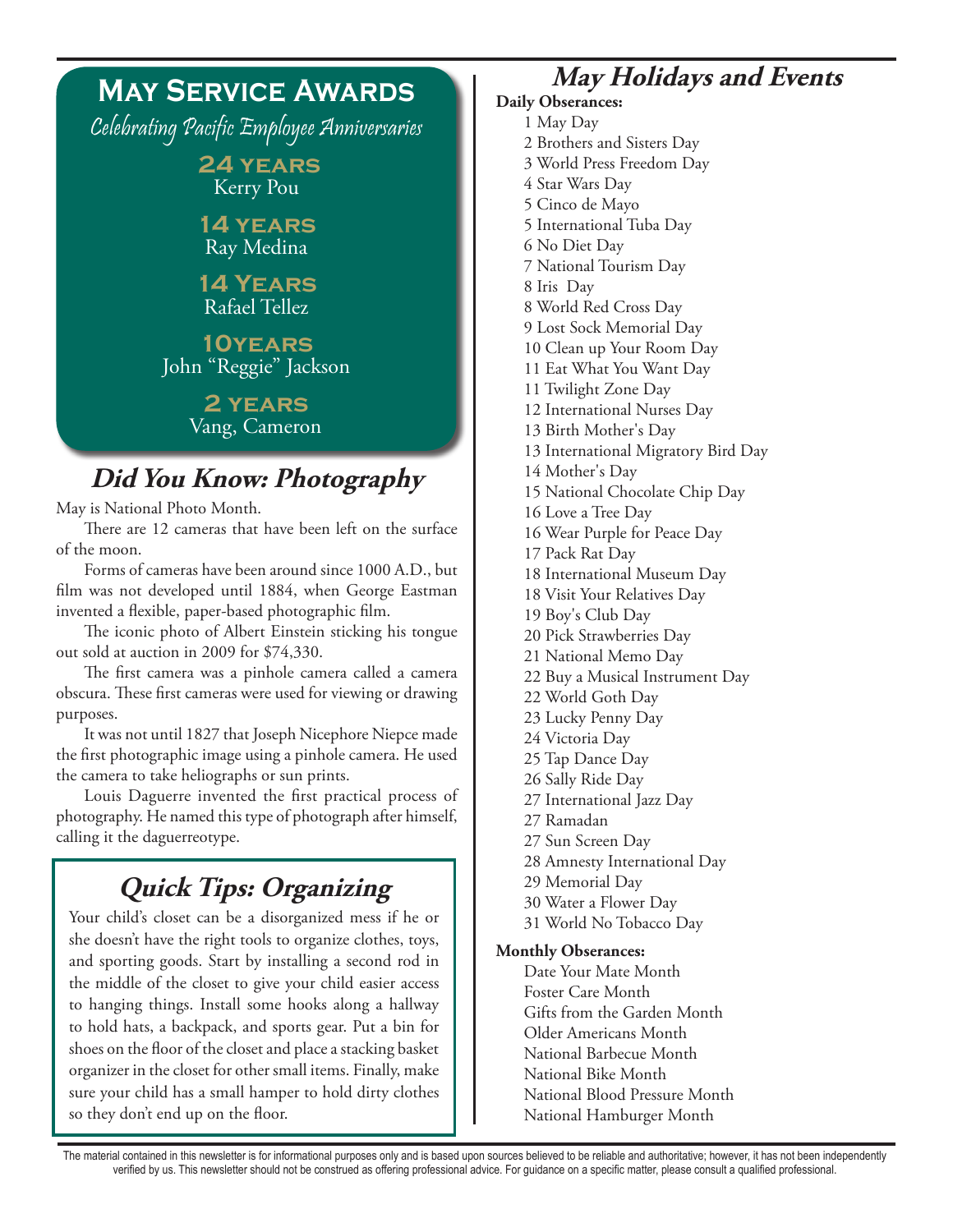## May Service Awards

*Celebrating Pacific Employee Anniversaries*

**24 years**
Kerry Pou

**14 years**
Ray Medina

**14 Years**
Rafael Tellez

**10years**
John "Reggie" Jackson

**2 years**
Vang, Cameron

## *Did You Know: Photography*

May is National Photo Month.

There are 12 cameras that have been left on the surface of the moon.

Forms of cameras have been around since 1000 A.D., but film was not developed until 1884, when George Eastman invented a flexible, paper-based photographic film.

The iconic photo of Albert Einstein sticking his tongue out sold at auction in 2009 for $74,330.

The first camera was a pinhole camera called a camera obscura. These first cameras were used for viewing or drawing purposes.

It was not until 1827 that Joseph Nicephore Niepce made the first photographic image using a pinhole camera. He used the camera to take heliographs or sun prints.

Louis Daguerre invented the first practical process of photography. He named this type of photograph after himself, calling it the daguerreotype.

## *Quick Tips: Organizing*

Your child's closet can be a disorganized mess if he or she doesn't have the right tools to organize clothes, toys, and sporting goods. Start by installing a second rod in the middle of the closet to give your child easier access to hanging things. Install some hooks along a hallway to hold hats, a backpack, and sports gear. Put a bin for shoes on the floor of the closet and place a stacking basket organizer in the closet for other small items. Finally, make sure your child has a small hamper to hold dirty clothes so they don't end up on the floor.

## *May Holidays and Events*

**Daily Observances:**

1 May Day
2 Brothers and Sisters Day
3 World Press Freedom Day
4 Star Wars Day
5 Cinco de Mayo
5 International Tuba Day
6 No Diet Day
7 National Tourism Day
8 Iris Day
8 World Red Cross Day
9 Lost Sock Memorial Day
10 Clean up Your Room Day
11 Eat What You Want Day
11 Twilight Zone Day
12 International Nurses Day
13 Birth Mother's Day
13 International Migratory Bird Day
14 Mother's Day
15 National Chocolate Chip Day
16 Love a Tree Day
16 Wear Purple for Peace Day
17 Pack Rat Day
18 International Museum Day
18 Visit Your Relatives Day
19 Boy's Club Day
20 Pick Strawberries Day
21 National Memo Day
22 Buy a Musical Instrument Day
22 World Goth Day
23 Lucky Penny Day
24 Victoria Day
25 Tap Dance Day
26 Sally Ride Day
27 International Jazz Day
27 Ramadan
27 Sun Screen Day
28 Amnesty International Day
29 Memorial Day
30 Water a Flower Day
31 World No Tobacco Day

**Monthly Observances:**

Date Your Mate Month
Foster Care Month
Gifts from the Garden Month
Older Americans Month
National Barbecue Month
National Bike Month
National Blood Pressure Month
National Hamburger Month

The material contained in this newsletter is for informational purposes only and is based upon sources believed to be reliable and authoritative; however, it has not been independently verified by us. This newsletter should not be construed as offering professional advice. For guidance on a specific matter, please consult a qualified professional.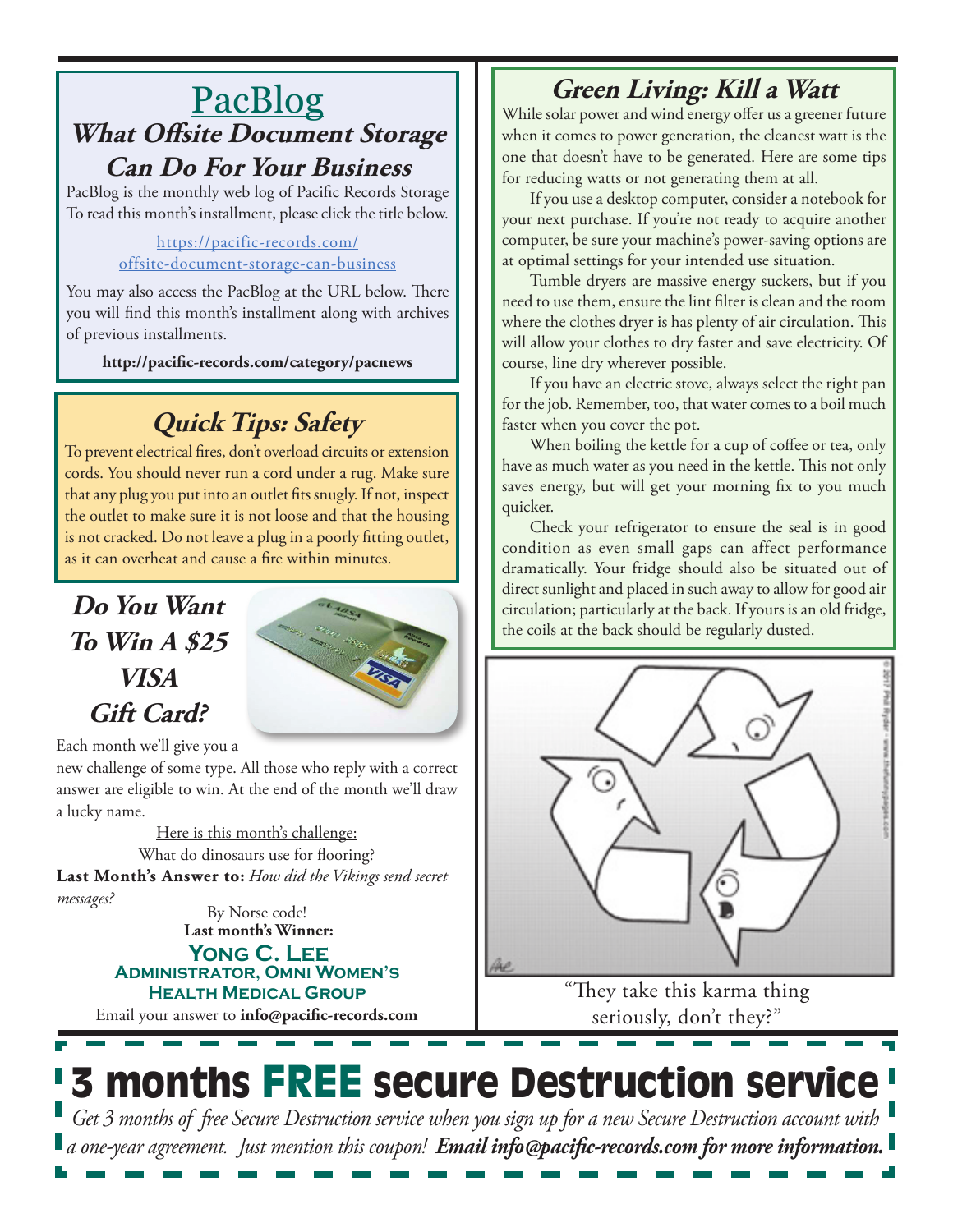# PacBlog

## What Offsite Document Storage Can Do For Your Business

PacBlog is the monthly web log of Pacific Records Storage To read this month's installment, please click the title below.

https://pacific-records.com/offsite-document-storage-can-business

You may also access the PacBlog at the URL below. There you will find this month's installment along with archives of previous installments.

**http://pacific-records.com/category/pacnews**

## Quick Tips: Safety

To prevent electrical fires, don't overload circuits or extension cords. You should never run a cord under a rug. Make sure that any plug you put into an outlet fits snugly. If not, inspect the outlet to make sure it is not loose and that the housing is not cracked. Do not leave a plug in a poorly fitting outlet, as it can overheat and cause a fire within minutes.

## Do You Want To Win A $25 VISA Gift Card?

Each month we'll give you a new challenge of some type. All those who reply with a correct answer are eligible to win. At the end of the month we'll draw a lucky name.

Here is this month's challenge:

What do dinosaurs use for flooring?

**Last Month's Answer to:** *How did the Vikings send secret messages?*

By Norse code!

**Last month's Winner:**

**Yong C. Lee**
**Administrator, Omni Women's Health Medical Group**

Email your answer to **info@pacific-records.com**

## Green Living: Kill a Watt

While solar power and wind energy offer us a greener future when it comes to power generation, the cleanest watt is the one that doesn't have to be generated. Here are some tips for reducing watts or not generating them at all.

If you use a desktop computer, consider a notebook for your next purchase. If you're not ready to acquire another computer, be sure your machine's power-saving options are at optimal settings for your intended use situation.

Tumble dryers are massive energy suckers, but if you need to use them, ensure the lint filter is clean and the room where the clothes dryer is has plenty of air circulation. This will allow your clothes to dry faster and save electricity. Of course, line dry wherever possible.

If you have an electric stove, always select the right pan for the job. Remember, too, that water comes to a boil much faster when you cover the pot.

When boiling the kettle for a cup of coffee or tea, only have as much water as you need in the kettle. This not only saves energy, but will get your morning fix to you much quicker.

Check your refrigerator to ensure the seal is in good condition as even small gaps can affect performance dramatically. Your fridge should also be situated out of direct sunlight and placed in such away to allow for good air circulation; particularly at the back. If yours is an old fridge, the coils at the back should be regularly dusted.

"They take this karma thing seriously, don't they?"

# 3 months FREE secure Destruction service

*Get 3 months of free Secure Destruction service when you sign up for a new Secure Destruction account with a one-year agreement. Just mention this coupon!* ***Email info@pacific-records.com for more information.***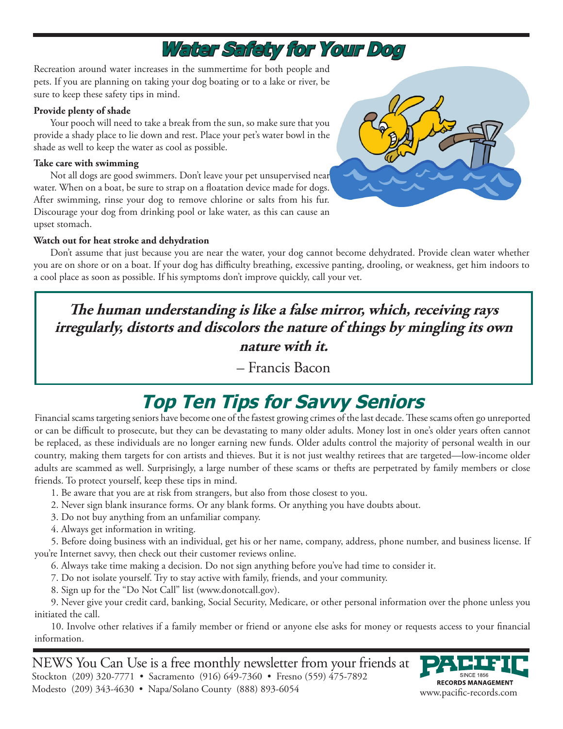# Water Safety for Your Dog

Recreation around water increases in the summertime for both people and pets. If you are planning on taking your dog boating or to a lake or river, be sure to keep these safety tips in mind.

**Provide plenty of shade**

Your pooch will need to take a break from the sun, so make sure that you provide a shady place to lie down and rest. Place your pet's water bowl in the shade as well to keep the water as cool as possible.

**Take care with swimming**

Not all dogs are good swimmers. Don't leave your pet unsupervised near water. When on a boat, be sure to strap on a floatation device made for dogs. After swimming, rinse your dog to remove chlorine or salts from his fur. Discourage your dog from drinking pool or lake water, as this can cause an upset stomach.

**Watch out for heat stroke and dehydration**

Don't assume that just because you are near the water, your dog cannot become dehydrated. Provide clean water whether you are on shore or on a boat. If your dog has difficulty breathing, excessive panting, drooling, or weakness, get him indoors to a cool place as soon as possible. If his symptoms don't improve quickly, call your vet.

> ***The human understanding is like a false mirror, which, receiving rays irregularly, distorts and discolors the nature of things by mingling its own nature with it.***
>
> – Francis Bacon

# Top Ten Tips for Savvy Seniors

Financial scams targeting seniors have become one of the fastest growing crimes of the last decade. These scams often go unreported or can be difficult to prosecute, but they can be devastating to many older adults. Money lost in one's older years often cannot be replaced, as these individuals are no longer earning new funds. Older adults control the majority of personal wealth in our country, making them targets for con artists and thieves. But it is not just wealthy retirees that are targeted—low-income older adults are scammed as well. Surprisingly, a large number of these scams or thefts are perpetrated by family members or close friends. To protect yourself, keep these tips in mind.

1. Be aware that you are at risk from strangers, but also from those closest to you.
2. Never sign blank insurance forms. Or any blank forms. Or anything you have doubts about.
3. Do not buy anything from an unfamiliar company.
4. Always get information in writing.
5. Before doing business with an individual, get his or her name, company, address, phone number, and business license. If you're Internet savvy, then check out their customer reviews online.
6. Always take time making a decision. Do not sign anything before you've had time to consider it.
7. Do not isolate yourself. Try to stay active with family, friends, and your community.
8. Sign up for the "Do Not Call" list (www.donotcall.gov).
9. Never give your credit card, banking, Social Security, Medicare, or other personal information over the phone unless you initiated the call.
10. Involve other relatives if a family member or friend or anyone else asks for money or requests access to your financial information.

NEWS You Can Use is a free monthly newsletter from your friends at
Stockton (209) 320-7771 • Sacramento (916) 649-7360 • Fresno (559) 475-7892
Modesto (209) 343-4630 • Napa/Solano County (888) 893-6054

PACIFIC
SINCE 1856
RECORDS MANAGEMENT
www.pacific-records.com